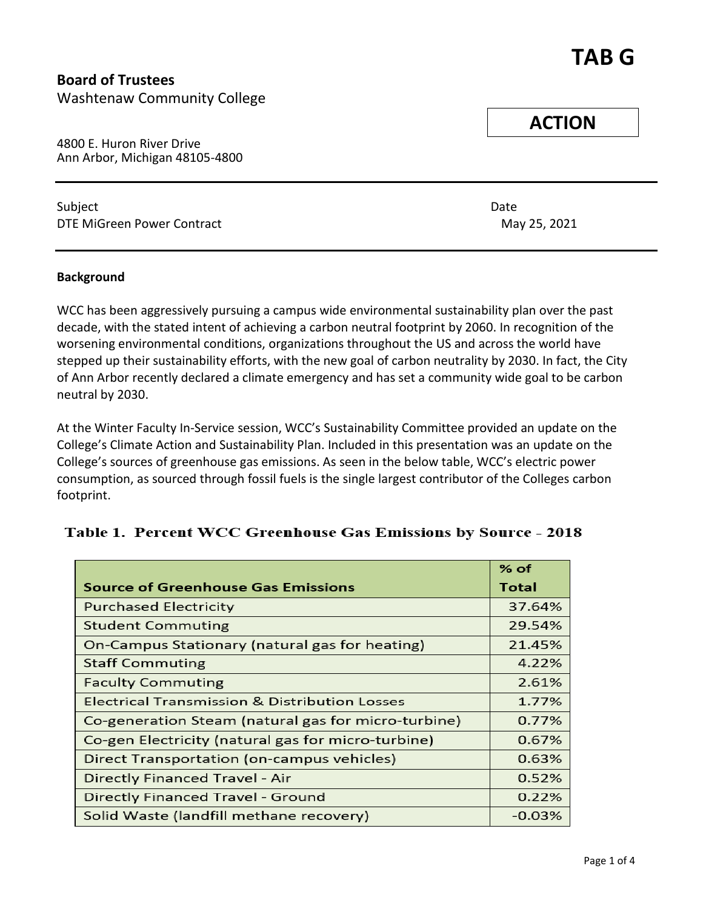# TAB G

**Board of Trustees**
Washtenaw Community College

**ACTION**

4800 E. Huron River Drive
Ann Arbor, Michigan 48105-4800

---

| Subject | Date |
|---|---|
| DTE MiGreen Power Contract | May 25, 2021 |

---

**Background**

WCC has been aggressively pursuing a campus wide environmental sustainability plan over the past decade, with the stated intent of achieving a carbon neutral footprint by 2060. In recognition of the worsening environmental conditions, organizations throughout the US and across the world have stepped up their sustainability efforts, with the new goal of carbon neutrality by 2030. In fact, the City of Ann Arbor recently declared a climate emergency and has set a community wide goal to be carbon neutral by 2030.

At the Winter Faculty In-Service session, WCC's Sustainability Committee provided an update on the College's Climate Action and Sustainability Plan. Included in this presentation was an update on the College's sources of greenhouse gas emissions. As seen in the below table, WCC's electric power consumption, as sourced through fossil fuels is the single largest contributor of the Colleges carbon footprint.

**Table 1. Percent WCC Greenhouse Gas Emissions by Source - 2018**

| Source of Greenhouse Gas Emissions | % of Total |
|---|---|
| Purchased Electricity | 37.64% |
| Student Commuting | 29.54% |
| On-Campus Stationary (natural gas for heating) | 21.45% |
| Staff Commuting | 4.22% |
| Faculty Commuting | 2.61% |
| Electrical Transmission & Distribution Losses | 1.77% |
| Co-generation Steam (natural gas for micro-turbine) | 0.77% |
| Co-gen Electricity (natural gas for micro-turbine) | 0.67% |
| Direct Transportation (on-campus vehicles) | 0.63% |
| Directly Financed Travel - Air | 0.52% |
| Directly Financed Travel - Ground | 0.22% |
| Solid Waste (landfill methane recovery) | -0.03% |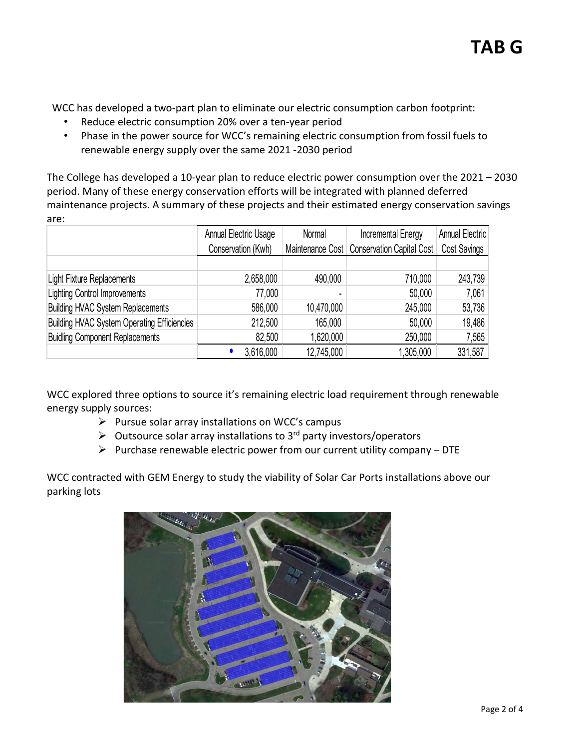# TAB G

WCC has developed a two-part plan to eliminate our electric consumption carbon footprint:

- Reduce electric consumption 20% over a ten-year period
- Phase in the power source for WCC's remaining electric consumption from fossil fuels to renewable energy supply over the same 2021 -2030 period

The College has developed a 10-year plan to reduce electric power consumption over the 2021 – 2030 period. Many of these energy conservation efforts will be integrated with planned deferred maintenance projects. A summary of these projects and their estimated energy conservation savings are:

| | Annual Electric Usage Conservation (Kwh) | Normal Maintenance Cost | Incremental Energy Conservation Capital Cost | Annual Electric Cost Savings |
|---|---|---|---|---|
| Light Fixture Replacements | 2,658,000 | 490,000 | 710,000 | 243,739 |
| Lighting Control Improvements | 77,000 | - | 50,000 | 7,061 |
| Building HVAC System Replacements | 586,000 | 10,470,000 | 245,000 | 53,736 |
| Building HVAC System Operating Efficiencies | 212,500 | 165,000 | 50,000 | 19,486 |
| Buidling Component Replacements | 82,500 | 1,620,000 | 250,000 | 7,565 |
| | 3,616,000 | 12,745,000 | 1,305,000 | 331,587 |

WCC explored three options to source it's remaining electric load requirement through renewable energy supply sources:

- Pursue solar array installations on WCC's campus
- Outsource solar array installations to 3rd party investors/operators
- Purchase renewable electric power from our current utility company – DTE

WCC contracted with GEM Energy to study the viability of Solar Car Ports installations above our parking lots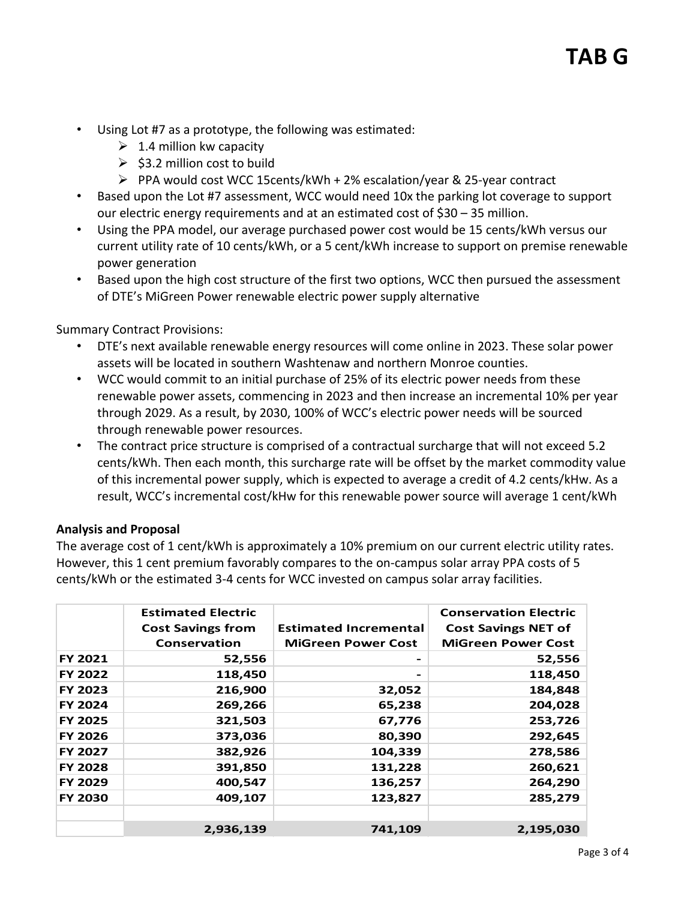# TAB G

- Using Lot #7 as a prototype, the following was estimated:
  - 1.4 million kw capacity
  - $3.2 million cost to build
  - PPA would cost WCC 15cents/kWh + 2% escalation/year & 25-year contract
- Based upon the Lot #7 assessment, WCC would need 10x the parking lot coverage to support our electric energy requirements and at an estimated cost of $30 – 35 million.
- Using the PPA model, our average purchased power cost would be 15 cents/kWh versus our current utility rate of 10 cents/kWh, or a 5 cent/kWh increase to support on premise renewable power generation
- Based upon the high cost structure of the first two options, WCC then pursued the assessment of DTE's MiGreen Power renewable electric power supply alternative

Summary Contract Provisions:

- DTE's next available renewable energy resources will come online in 2023. These solar power assets will be located in southern Washtenaw and northern Monroe counties.
- WCC would commit to an initial purchase of 25% of its electric power needs from these renewable power assets, commencing in 2023 and then increase an incremental 10% per year through 2029. As a result, by 2030, 100% of WCC's electric power needs will be sourced through renewable power resources.
- The contract price structure is comprised of a contractual surcharge that will not exceed 5.2 cents/kWh. Then each month, this surcharge rate will be offset by the market commodity value of this incremental power supply, which is expected to average a credit of 4.2 cents/kHw. As a result, WCC's incremental cost/kHw for this renewable power source will average 1 cent/kWh

**Analysis and Proposal**

The average cost of 1 cent/kWh is approximately a 10% premium on our current electric utility rates. However, this 1 cent premium favorably compares to the on-campus solar array PPA costs of 5 cents/kWh or the estimated 3-4 cents for WCC invested on campus solar array facilities.

| | Estimated Electric Cost Savings from Conservation | Estimated Incremental MiGreen Power Cost | Conservation Electric Cost Savings NET of MiGreen Power Cost |
|---|---|---|---|
| FY 2021 | 52,556 | - | 52,556 |
| FY 2022 | 118,450 | - | 118,450 |
| FY 2023 | 216,900 | 32,052 | 184,848 |
| FY 2024 | 269,266 | 65,238 | 204,028 |
| FY 2025 | 321,503 | 67,776 | 253,726 |
| FY 2026 | 373,036 | 80,390 | 292,645 |
| FY 2027 | 382,926 | 104,339 | 278,586 |
| FY 2028 | 391,850 | 131,228 | 260,621 |
| FY 2029 | 400,547 | 136,257 | 264,290 |
| FY 2030 | 409,107 | 123,827 | 285,279 |
| | | | |
| | 2,936,139 | 741,109 | 2,195,030 |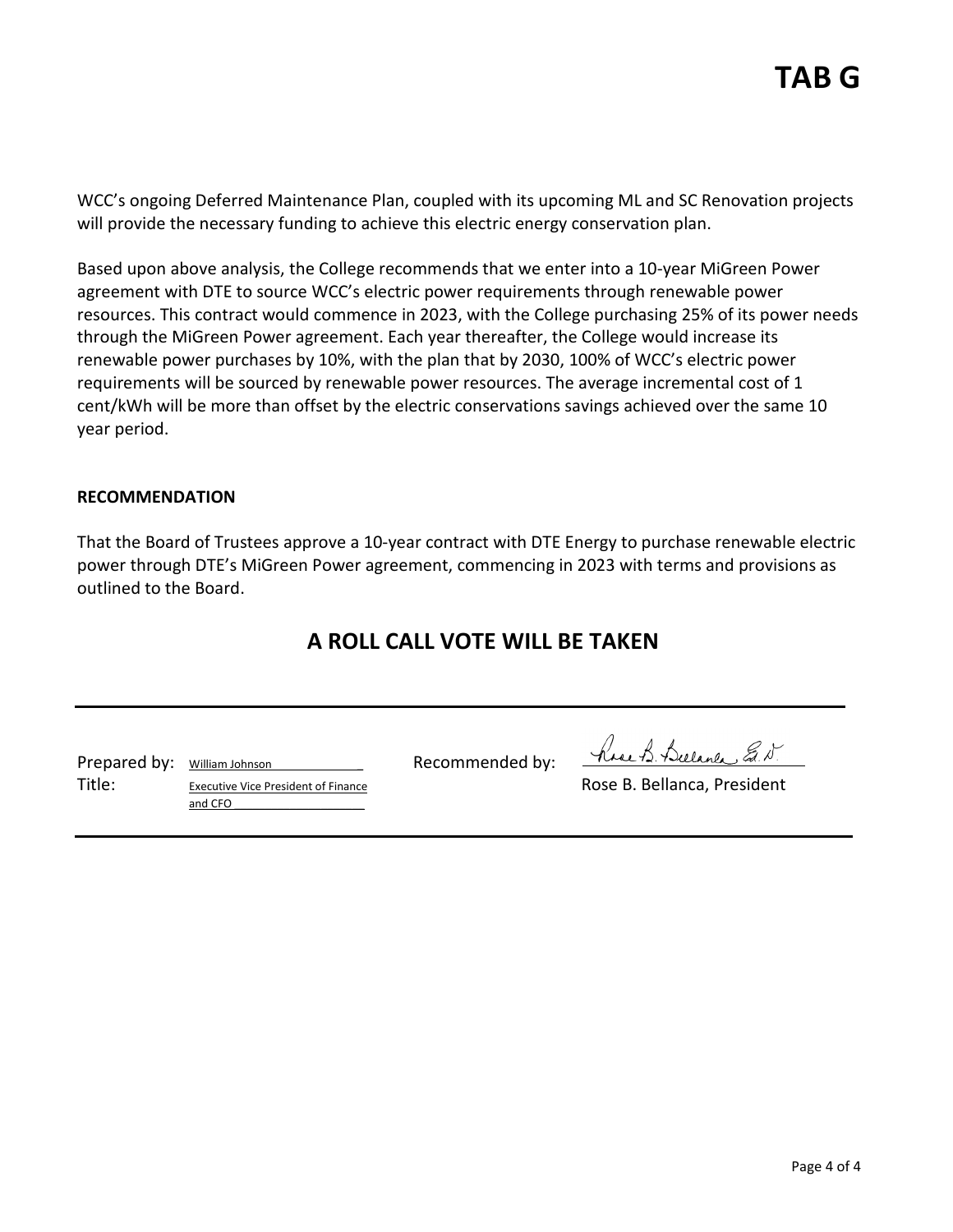# TAB G

WCC's ongoing Deferred Maintenance Plan, coupled with its upcoming ML and SC Renovation projects will provide the necessary funding to achieve this electric energy conservation plan.

Based upon above analysis, the College recommends that we enter into a 10-year MiGreen Power agreement with DTE to source WCC's electric power requirements through renewable power resources. This contract would commence in 2023, with the College purchasing 25% of its power needs through the MiGreen Power agreement. Each year thereafter, the College would increase its renewable power purchases by 10%, with the plan that by 2030, 100% of WCC's electric power requirements will be sourced by renewable power resources. The average incremental cost of 1 cent/kWh will be more than offset by the electric conservations savings achieved over the same 10 year period.

**RECOMMENDATION**

That the Board of Trustees approve a 10-year contract with DTE Energy to purchase renewable electric power through DTE's MiGreen Power agreement, commencing in 2023 with terms and provisions as outlined to the Board.

## A ROLL CALL VOTE WILL BE TAKEN

| | | | |
|---|---|---|---|
| Prepared by: | William Johnson | Recommended by: | Rose B. Bellanca, Ed.D. |
| Title: | Executive Vice President of Finance and CFO | | Rose B. Bellanca, President |